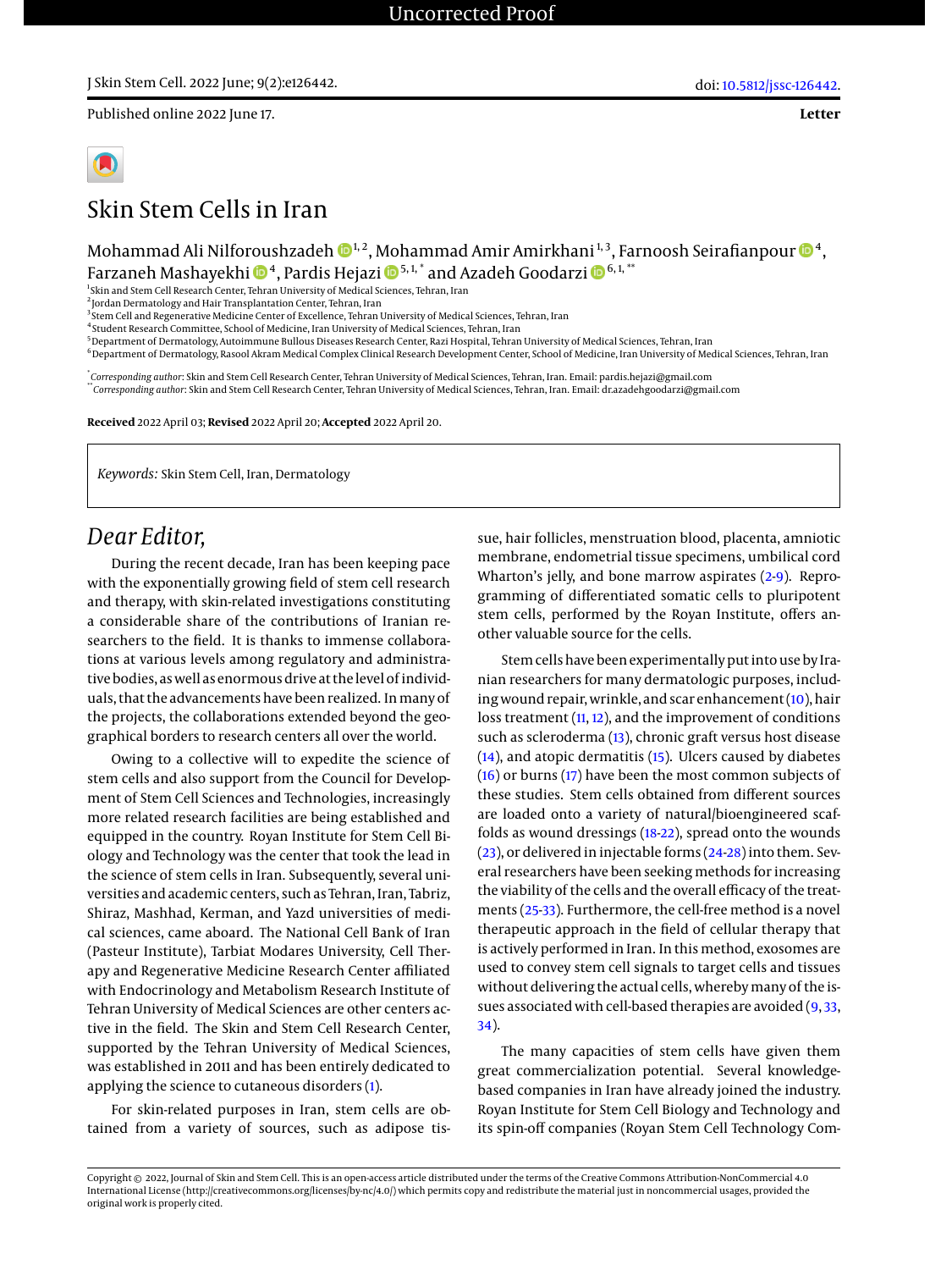Published online 2022 June 17.

**Letter**

# Skin Stem Cells in Iran

Mohammad Ali Nilforoushzadeh[1, 2], Mohammad Amir Amirkhani[1, 3], Farnoosh Seirafianpour[4], Farzaneh Mashayekhi[4], Pardis Hejazi[5, 1, *] and Azadeh Goodarzi[6, 1, **]

[1]Skin and Stem Cell Research Center, Tehran University of Medical Sciences, Tehran, Iran
[2]Jordan Dermatology and Hair Transplantation Center, Tehran, Iran
[3]Stem Cell and Regenerative Medicine Center of Excellence, Tehran University of Medical Sciences, Tehran, Iran
[4]Student Research Committee, School of Medicine, Iran University of Medical Sciences, Tehran, Iran
[5]Department of Dermatology, Autoimmune Bullous Diseases Research Center, Razi Hospital, Tehran University of Medical Sciences, Tehran, Iran
[6]Department of Dermatology, Rasool Akram Medical Complex Clinical Research Development Center, School of Medicine, Iran University of Medical Sciences, Tehran, Iran

[*]*Corresponding author*: Skin and Stem Cell Research Center, Tehran University of Medical Sciences, Tehran, Iran. Email: pardis.hejazi@gmail.com
[**]*Corresponding author*: Skin and Stem Cell Research Center, Tehran University of Medical Sciences, Tehran, Iran. Email: dr.azadehgoodarzi@gmail.com

**Received** 2022 April 03; **Revised** 2022 April 20; **Accepted** 2022 April 20.

*Keywords:* Skin Stem Cell, Iran, Dermatology

## *Dear Editor,*

During the recent decade, Iran has been keeping pace with the exponentially growing field of stem cell research and therapy, with skin-related investigations constituting a considerable share of the contributions of Iranian researchers to the field. It is thanks to immense collaborations at various levels among regulatory and administrative bodies, as well as enormous drive at the level of individuals, that the advancements have been realized. In many of the projects, the collaborations extended beyond the geographical borders to research centers all over the world.

Owing to a collective will to expedite the science of stem cells and also support from the Council for Development of Stem Cell Sciences and Technologies, increasingly more related research facilities are being established and equipped in the country. Royan Institute for Stem Cell Biology and Technology was the center that took the lead in the science of stem cells in Iran. Subsequently, several universities and academic centers, such as Tehran, Iran, Tabriz, Shiraz, Mashhad, Kerman, and Yazd universities of medical sciences, came aboard. The National Cell Bank of Iran (Pasteur Institute), Tarbiat Modares University, Cell Therapy and Regenerative Medicine Research Center affiliated with Endocrinology and Metabolism Research Institute of Tehran University of Medical Sciences are other centers active in the field. The Skin and Stem Cell Research Center, supported by the Tehran University of Medical Sciences, was established in 2011 and has been entirely dedicated to applying the science to cutaneous disorders (1).

For skin-related purposes in Iran, stem cells are obtained from a variety of sources, such as adipose tissue, hair follicles, menstruation blood, placenta, amniotic membrane, endometrial tissue specimens, umbilical cord Wharton's jelly, and bone marrow aspirates (2-9). Reprogramming of differentiated somatic cells to pluripotent stem cells, performed by the Royan Institute, offers another valuable source for the cells.

Stem cells have been experimentally put into use by Iranian researchers for many dermatologic purposes, including wound repair, wrinkle, and scar enhancement (10), hair loss treatment (11, 12), and the improvement of conditions such as scleroderma (13), chronic graft versus host disease (14), and atopic dermatitis (15). Ulcers caused by diabetes (16) or burns (17) have been the most common subjects of these studies. Stem cells obtained from different sources are loaded onto a variety of natural/bioengineered scaffolds as wound dressings (18-22), spread onto the wounds (23), or delivered in injectable forms (24-28) into them. Several researchers have been seeking methods for increasing the viability of the cells and the overall efficacy of the treatments (25-33). Furthermore, the cell-free method is a novel therapeutic approach in the field of cellular therapy that is actively performed in Iran. In this method, exosomes are used to convey stem cell signals to target cells and tissues without delivering the actual cells, whereby many of the issues associated with cell-based therapies are avoided (9, 33, 34).

The many capacities of stem cells have given them great commercialization potential. Several knowledge-based companies in Iran have already joined the industry. Royan Institute for Stem Cell Biology and Technology and its spin-off companies (Royan Stem Cell Technology Com-

Copyright © 2022, Journal of Skin and Stem Cell. This is an open-access article distributed under the terms of the Creative Commons Attribution-NonCommercial 4.0 International License (http://creativecommons.org/licenses/by-nc/4.0/) which permits copy and redistribute the material just in noncommercial usages, provided the original work is properly cited.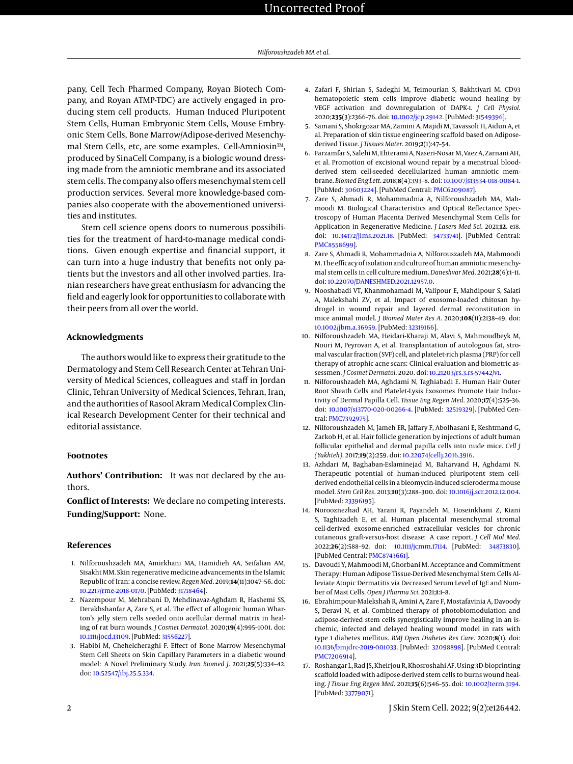pany, Cell Tech Pharmed Company, Royan Biotech Company, and Royan ATMP-TDC) are actively engaged in producing stem cell products. Human Induced Pluripotent Stem Cells, Human Embryonic Stem Cells, Mouse Embryonic Stem Cells, Bone Marrow/Adipose-derived Mesenchymal Stem Cells, etc, are some examples. Cell-Amniosin™, produced by SinaCell Company, is a biologic wound dressing made from the amniotic membrane and its associated stem cells. The company also offers mesenchymal stem cell production services. Several more knowledge-based companies also cooperate with the abovementioned universities and institutes.

Stem cell science opens doors to numerous possibilities for the treatment of hard-to-manage medical conditions. Given enough expertise and financial support, it can turn into a huge industry that benefits not only patients but the investors and all other involved parties. Iranian researchers have great enthusiasm for advancing the field and eagerly look for opportunities to collaborate with their peers from all over the world.

## Acknowledgments

The authors would like to express their gratitude to the Dermatology and Stem Cell Research Center at Tehran University of Medical Sciences, colleagues and staff in Jordan Clinic, Tehran University of Medical Sciences, Tehran, Iran, and the authorities of Rasool Akram Medical Complex Clinical Research Development Center for their technical and editorial assistance.

## Footnotes

**Authors' Contribution:** It was not declared by the authors.

**Conflict of Interests:** We declare no competing interests.

**Funding/Support:** None.

## References

1. Nilforoushzadeh MA, Amirkhani MA, Hamidieh AA, Seifalian AM, Sisakht MM. Skin regenerative medicine advancements in the Islamic Republic of Iran: a concise review. *Regen Med*. 2019;**14**(11):1047–56. doi: 10.2217/rme-2018-0170. [PubMed: 31718464].
2. Nazempour M, Mehrabani D, Mehdinavaz-Aghdam R, Hashemi SS, Derakhshanfar A, Zare S, et al. The effect of allogenic human Wharton's jelly stem cells seeded onto acellular dermal matrix in healing of rat burn wounds. *J Cosmet Dermatol*. 2020;**19**(4):995–1001. doi: 10.1111/jocd.13109. [PubMed: 31556227].
3. Habibi M, Chehelcheraghi F. Effect of Bone Marrow Mesenchymal Stem Cell Sheets on Skin Capillary Parameters in a diabetic wound model: A Novel Preliminary Study. *Iran Biomed J*. 2021;**25**(5):334–42. doi: 10.52547/ibj.25.5.334.
4. Zafari F, Shirian S, Sadeghi M, Teimourian S, Bakhtiyari M. CD93 hematopoietic stem cells improve diabetic wound healing by VEGF activation and downregulation of DAPK-1. *J Cell Physiol*. 2020;**235**(3):2366–76. doi: 10.1002/jcp.29142. [PubMed: 31549396].
5. Samani S, Shokrgozar MA, Zamini A, Majidi M, Tavassoli H, Aidun A, et al. Preparation of skin tissue engineering scaffold based on Adipose-derived Tissue. *J Tissues Mater*. 2019;**2**(1):47–54.
6. Farzamfar S, Salehi M, Ehterami A, Naseri-Nosar M, Vaez A, Zarnani AH, et al. Promotion of excisional wound repair by a menstrual blood-derived stem cell-seeded decellularized human amniotic membrane. *Biomed Eng Lett*. 2018;**8**(4):393–8. doi: 10.1007/s13534-018-0084-1. [PubMed: 30603224]. [PubMed Central: PMC6209087].
7. Zare S, Ahmadi R, Mohammadnia A, Nilforoushzadeh MA, Mahmoodi M. Biological Characteristics and Optical Reflectance Spectroscopy of Human Placenta Derived Mesenchymal Stem Cells for Application in Regenerative Medicine. *J Lasers Med Sci*. 2021;**12**. e18. doi: 10.34172/jlms.2021.18. [PubMed: 34733741]. [PubMed Central: PMC8558699].
8. Zare S, Ahmadi R, Mohammadnia A, Nilforouszadeh MA, Mahmoodi M. The efficacy of isolation and culture of human amniotic mesenchymal stem cells in cell culture medium. *Daneshvar Med*. 2021;**28**(6):1–11. doi: 10.22070/DANESHMED.2021.12957.0.
9. Nooshabadi VT, Khanmohamadi M, Valipour E, Mahdipour S, Salati A, Malekshahi ZV, et al. Impact of exosome-loaded chitosan hydrogel in wound repair and layered dermal reconstitution in mice animal model. *J Biomed Mater Res A*. 2020;**108**(11):2138–49. doi: 10.1002/jbm.a.36959. [PubMed: 32319166].
10. Nilforoushzadeh MA, Heidari-Kharaji M, Alavi S, Mahmoudbeyk M, Nouri M, Peyrovan A, et al. Transplantation of autologous fat, stromal vascular fraction (SVF) cell, and platelet-rich plasma (PRP) for cell therapy of atrophic acne scars: Clinical evaluation and biometric assessmen. *J Cosmet Dermatol*. 2020. doi: 10.21203/rs.3.rs-57442/v1.
11. Nilforoushzadeh MA, Aghdami N, Taghiabadi E. Human Hair Outer Root Sheath Cells and Platelet-Lysis Exosomes Promote Hair Inductivity of Dermal Papilla Cell. *Tissue Eng Regen Med*. 2020;**17**(4):525–36. doi: 10.1007/s13770-020-00266-4. [PubMed: 32519329]. [PubMed Central: PMC7392975].
12. Nilforoushzadeh M, Jameh ER, Jaffary F, Abolhasani E, Keshtmand G, Zarkob H, et al. Hair follicle generation by injections of adult human follicular epithelial and dermal papilla cells into nude mice. *Cell J (Yakhteh)*. 2017;**19**(2):259. doi: 10.22074/cellj.2016.3916.
13. Azhdari M, Baghaban-Eslaminejad M, Baharvand H, Aghdami N. Therapeutic potential of human-induced pluripotent stem cell-derived endothelial cells in a bleomycin-induced scleroderma mouse model. *Stem Cell Res*. 2013;**10**(3):288–300. doi: 10.1016/j.scr.2012.12.004. [PubMed: 23396195].
14. Norooznezhad AH, Yarani R, Payandeh M, Hoseinkhani Z, Kiani S, Taghizadeh E, et al. Human placental mesenchymal stromal cell-derived exosome-enriched extracellular vesicles for chronic cutaneous graft-versus-host disease: A case report. *J Cell Mol Med*. 2022;**26**(2):588–92. doi: 10.1111/jcmm.17114. [PubMed: 34873830]. [PubMed Central: PMC8743661].
15. Davoudi Y, Mahmoodi M, Ghorbani M. Acceptance and Commitment Therapy: Human Adipose Tissue-Derived Mesenchymal Stem Cells Alleviate Atopic Dermatitis via Decreased Serum Level of IgE and Number of Mast Cells. *Open J Pharma Sci*. 2021;**1**:1–8.
16. Ebrahimpour-Malekshah R, Amini A, Zare F, Mostafavinia A, Davoody S, Deravi N, et al. Combined therapy of photobiomodulation and adipose-derived stem cells synergistically improve healing in an ischemic, infected and delayed healing wound model in rats with type 1 diabetes mellitus. *BMJ Open Diabetes Res Care*. 2020;**8**(1). doi: 10.1136/bmjdrc-2019-001033. [PubMed: 32098898]. [PubMed Central: PMC7206914].
17. Roshangar L, Rad JS, Kheirjou R, Khosroshahi AF. Using 3D-bioprinting scaffold loaded with adipose-derived stem cells to burns wound healing. *J Tissue Eng Regen Med*. 2021;**15**(6):546–55. doi: 10.1002/term.3194. [PubMed: 33779071].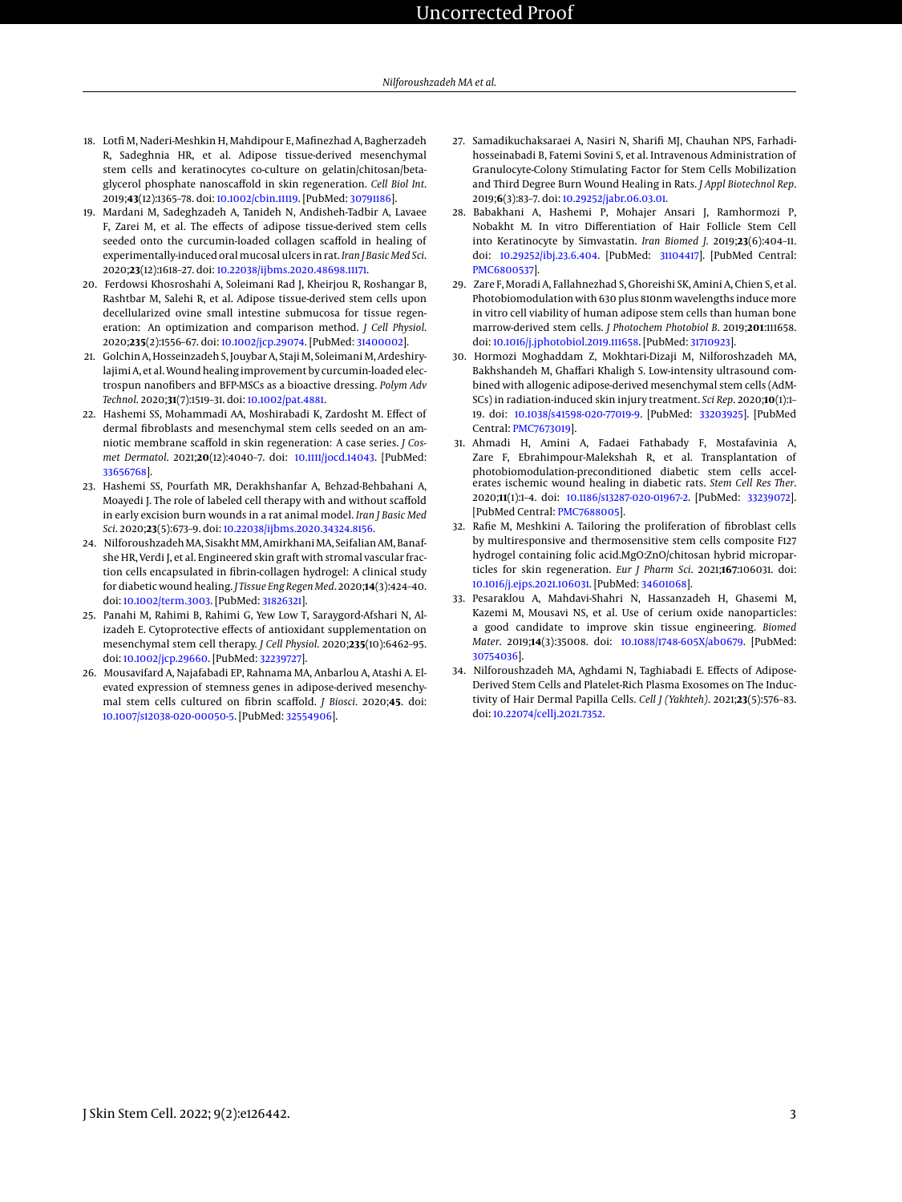18. Lotfi M, Naderi-Meshkin H, Mahdipour E, Mafinezhad A, Bagherzadeh R, Sadeghnia HR, et al. Adipose tissue-derived mesenchymal stem cells and keratinocytes co-culture on gelatin/chitosan/beta-glycerol phosphate nanoscaffold in skin regeneration. *Cell Biol Int*. 2019;**43**(12):1365–78. doi: 10.1002/cbin.11119. [PubMed: 30791186].
19. Mardani M, Sadeghzadeh A, Tanideh N, Andisheh-Tadbir A, Lavaee F, Zarei M, et al. The effects of adipose tissue-derived stem cells seeded onto the curcumin-loaded collagen scaffold in healing of experimentally-induced oral mucosal ulcers in rat. *Iran J Basic Med Sci*. 2020;**23**(12):1618–27. doi: 10.22038/ijbms.2020.48698.11171.
20. Ferdowsi Khosroshahi A, Soleimani Rad J, Kheirjou R, Roshangar B, Rashtbar M, Salehi R, et al. Adipose tissue-derived stem cells upon decellularized ovine small intestine submucosa for tissue regeneration: An optimization and comparison method. *J Cell Physiol*. 2020;**235**(2):1556–67. doi: 10.1002/jcp.29074. [PubMed: 31400002].
21. Golchin A, Hosseinzadeh S, Jouybar A, Staji M, Soleimani M, Ardeshirylajimi A, et al. Wound healing improvement by curcumin-loaded electrospun nanofibers and BFP-MSCs as a bioactive dressing. *Polym Adv Technol*. 2020;**31**(7):1519–31. doi: 10.1002/pat.4881.
22. Hashemi SS, Mohammadi AA, Moshirabadi K, Zardosht M. Effect of dermal fibroblasts and mesenchymal stem cells seeded on an amniotic membrane scaffold in skin regeneration: A case series. *J Cosmet Dermatol*. 2021;**20**(12):4040–7. doi: 10.1111/jocd.14043. [PubMed: 33656768].
23. Hashemi SS, Pourfath MR, Derakhshanfar A, Behzad-Behbahani A, Moayedi J. The role of labeled cell therapy with and without scaffold in early excision burn wounds in a rat animal model. *Iran J Basic Med Sci*. 2020;**23**(5):673–9. doi: 10.22038/ijbms.2020.34324.8156.
24. Nilforoushzadeh MA, Sisakht MM, Amirkhani MA, Seifalian AM, Banafshe HR, Verdi J, et al. Engineered skin graft with stromal vascular fraction cells encapsulated in fibrin-collagen hydrogel: A clinical study for diabetic wound healing. *J Tissue Eng Regen Med*. 2020;**14**(3):424–40. doi: 10.1002/term.3003. [PubMed: 31826321].
25. Panahi M, Rahimi B, Rahimi G, Yew Low T, Saraygord-Afshari N, Alizadeh E. Cytoprotective effects of antioxidant supplementation on mesenchymal stem cell therapy. *J Cell Physiol*. 2020;**235**(10):6462–95. doi: 10.1002/jcp.29660. [PubMed: 32239727].
26. Mousavifard A, Najafabadi EP, Rahnama MA, Anbarlou A, Atashi A. Elevated expression of stemness genes in adipose-derived mesenchymal stem cells cultured on fibrin scaffold. *J Biosci*. 2020;**45**. doi: 10.1007/s12038-020-00050-5. [PubMed: 32554906].
27. Samadikuchaksaraei A, Nasiri N, Sharifi MJ, Chauhan NPS, Farhadihosseinabadi B, Fatemi Sovini S, et al. Intravenous Administration of Granulocyte-Colony Stimulating Factor for Stem Cells Mobilization and Third Degree Burn Wound Healing in Rats. *J Appl Biotechnol Rep*. 2019;**6**(3):83–7. doi: 10.29252/jabr.06.03.01.
28. Babakhani A, Hashemi P, Mohajer Ansari J, Ramhormozi P, Nobakht M. In vitro Differentiation of Hair Follicle Stem Cell into Keratinocyte by Simvastatin. *Iran Biomed J*. 2019;**23**(6):404–11. doi: 10.29252/ibj.23.6.404. [PubMed: 31104417]. [PubMed Central: PMC6800537].
29. Zare F, Moradi A, Fallahnezhad S, Ghoreishi SK, Amini A, Chien S, et al. Photobiomodulation with 630 plus 810nm wavelengths induce more in vitro cell viability of human adipose stem cells than human bone marrow-derived stem cells. *J Photochem Photobiol B*. 2019;**201**:111658. doi: 10.1016/j.jphotobiol.2019.111658. [PubMed: 31710923].
30. Hormozi Moghaddam Z, Mokhtari-Dizaji M, Nilforoshzadeh MA, Bakhshandeh M, Ghaffari Khaligh S. Low-intensity ultrasound combined with allogenic adipose-derived mesenchymal stem cells (AdMSCs) in radiation-induced skin injury treatment. *Sci Rep*. 2020;**10**(1):1–19. doi: 10.1038/s41598-020-77019-9. [PubMed: 33203925]. [PubMed Central: PMC7673019].
31. Ahmadi H, Amini A, Fadaei Fathabady F, Mostafavinia A, Zare F, Ebrahimpour-Malekshah R, et al. Transplantation of photobiomodulation-preconditioned diabetic stem cells accelerates ischemic wound healing in diabetic rats. *Stem Cell Res Ther*. 2020;**11**(1):1–4. doi: 10.1186/s13287-020-01967-2. [PubMed: 33239072]. [PubMed Central: PMC7688005].
32. Rafie M, Meshkini A. Tailoring the proliferation of fibroblast cells by multiresponsive and thermosensitive stem cells composite F127 hydrogel containing folic acid.MgO:ZnO/chitosan hybrid microparticles for skin regeneration. *Eur J Pharm Sci*. 2021;**167**:106031. doi: 10.1016/j.ejps.2021.106031. [PubMed: 34601068].
33. Pesaraklou A, Mahdavi-Shahri N, Hassanzadeh H, Ghasemi M, Kazemi M, Mousavi NS, et al. Use of cerium oxide nanoparticles: a good candidate to improve skin tissue engineering. *Biomed Mater*. 2019;**14**(3):35008. doi: 10.1088/1748-605X/ab0679. [PubMed: 30754036].
34. Nilforoushzadeh MA, Aghdami N, Taghiabadi E. Effects of Adipose-Derived Stem Cells and Platelet-Rich Plasma Exosomes on The Inductivity of Hair Dermal Papilla Cells. *Cell J (Yakhteh)*. 2021;**23**(5):576–83. doi: 10.22074/cellj.2021.7352.